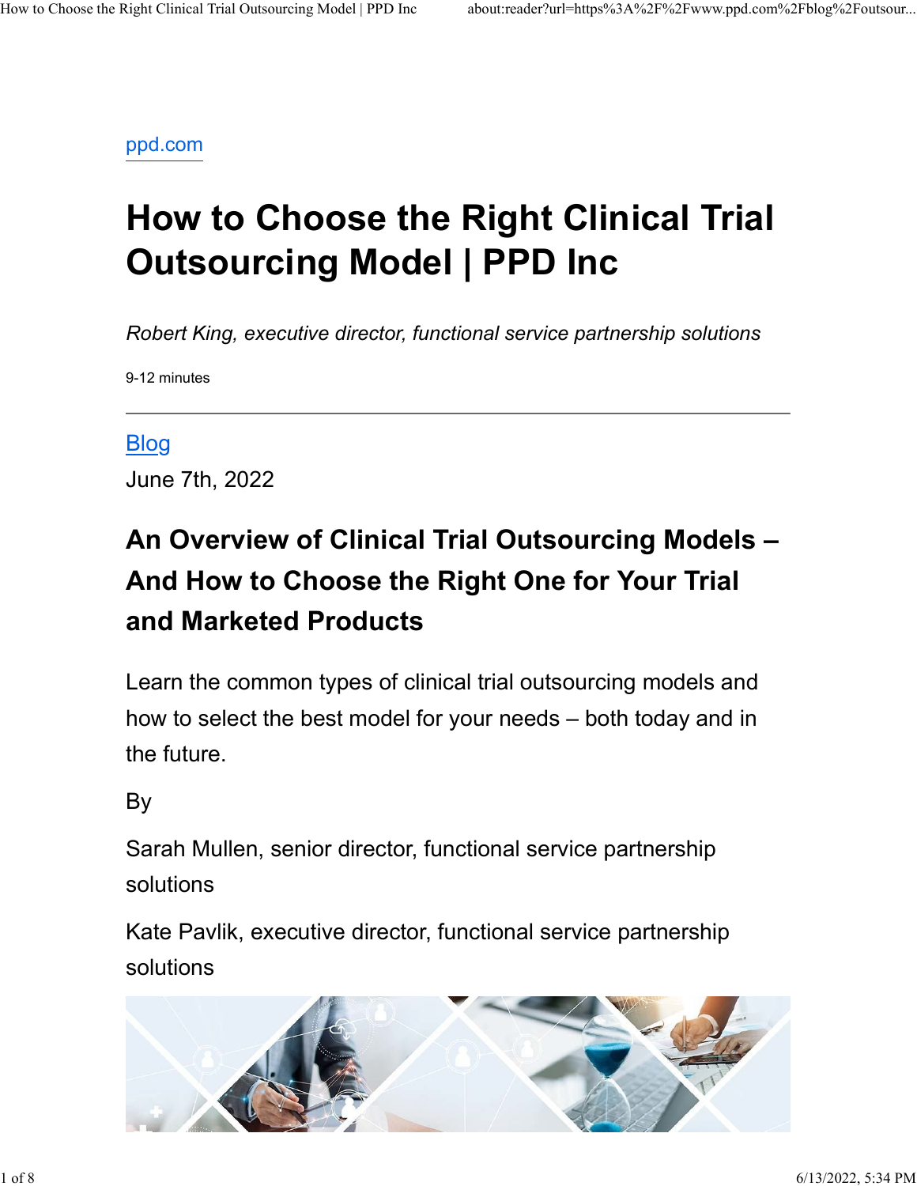ppd.com

# How to Choose the Right Clinical Trial Outsourcing Model | PPD Inc

*Robert King, executive director, functional service partnership solutions*

9-12 minutes

---

Blog

June 7th, 2022

## An Overview of Clinical Trial Outsourcing Models – And How to Choose the Right One for Your Trial and Marketed Products

Learn the common types of clinical trial outsourcing models and how to select the best model for your needs – both today and in the future.

By

Sarah Mullen, senior director, functional service partnership solutions

Kate Pavlik, executive director, functional service partnership solutions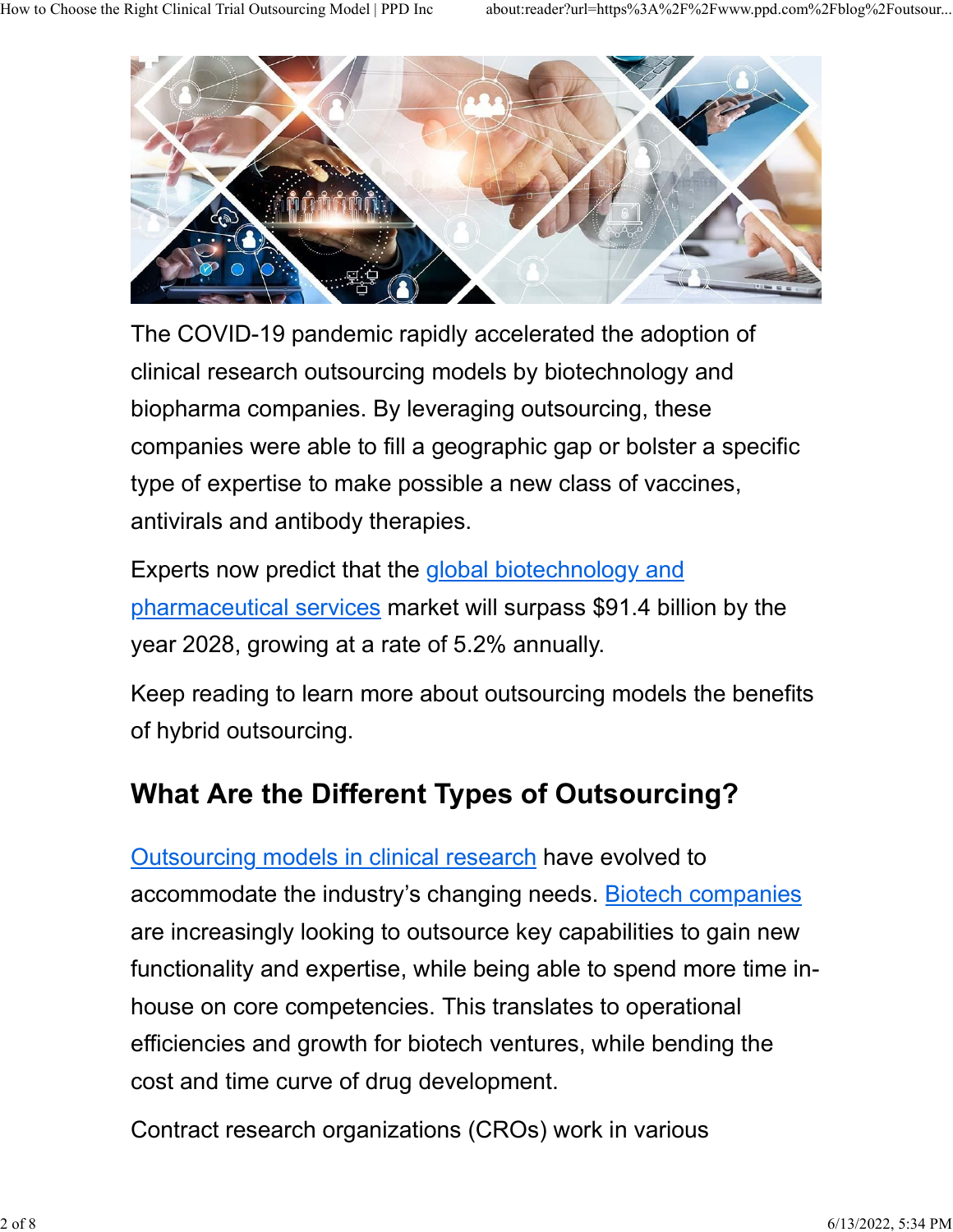The COVID-19 pandemic rapidly accelerated the adoption of clinical research outsourcing models by biotechnology and biopharma companies. By leveraging outsourcing, these companies were able to fill a geographic gap or bolster a specific type of expertise to make possible a new class of vaccines, antivirals and antibody therapies.

Experts now predict that the global biotechnology and pharmaceutical services market will surpass $91.4 billion by the year 2028, growing at a rate of 5.2% annually.

Keep reading to learn more about outsourcing models the benefits of hybrid outsourcing.

## What Are the Different Types of Outsourcing?

Outsourcing models in clinical research have evolved to accommodate the industry's changing needs. Biotech companies are increasingly looking to outsource key capabilities to gain new functionality and expertise, while being able to spend more time in-house on core competencies. This translates to operational efficiencies and growth for biotech ventures, while bending the cost and time curve of drug development.

Contract research organizations (CROs) work in various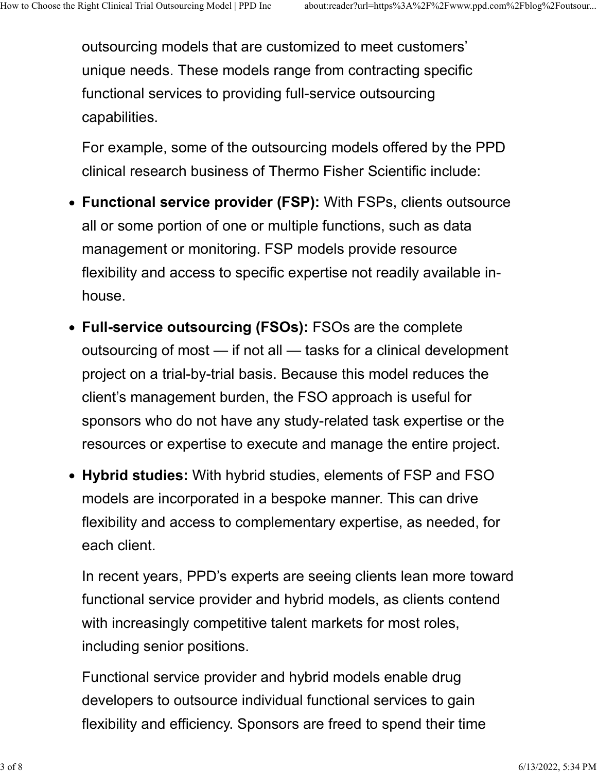outsourcing models that are customized to meet customers' unique needs. These models range from contracting specific functional services to providing full-service outsourcing capabilities.

For example, some of the outsourcing models offered by the PPD clinical research business of Thermo Fisher Scientific include:

- **Functional service provider (FSP):** With FSPs, clients outsource all or some portion of one or multiple functions, such as data management or monitoring. FSP models provide resource flexibility and access to specific expertise not readily available in-house.
- **Full-service outsourcing (FSOs):** FSOs are the complete outsourcing of most — if not all — tasks for a clinical development project on a trial-by-trial basis. Because this model reduces the client's management burden, the FSO approach is useful for sponsors who do not have any study-related task expertise or the resources or expertise to execute and manage the entire project.
- **Hybrid studies:** With hybrid studies, elements of FSP and FSO models are incorporated in a bespoke manner. This can drive flexibility and access to complementary expertise, as needed, for each client.

In recent years, PPD's experts are seeing clients lean more toward functional service provider and hybrid models, as clients contend with increasingly competitive talent markets for most roles, including senior positions.

Functional service provider and hybrid models enable drug developers to outsource individual functional services to gain flexibility and efficiency. Sponsors are freed to spend their time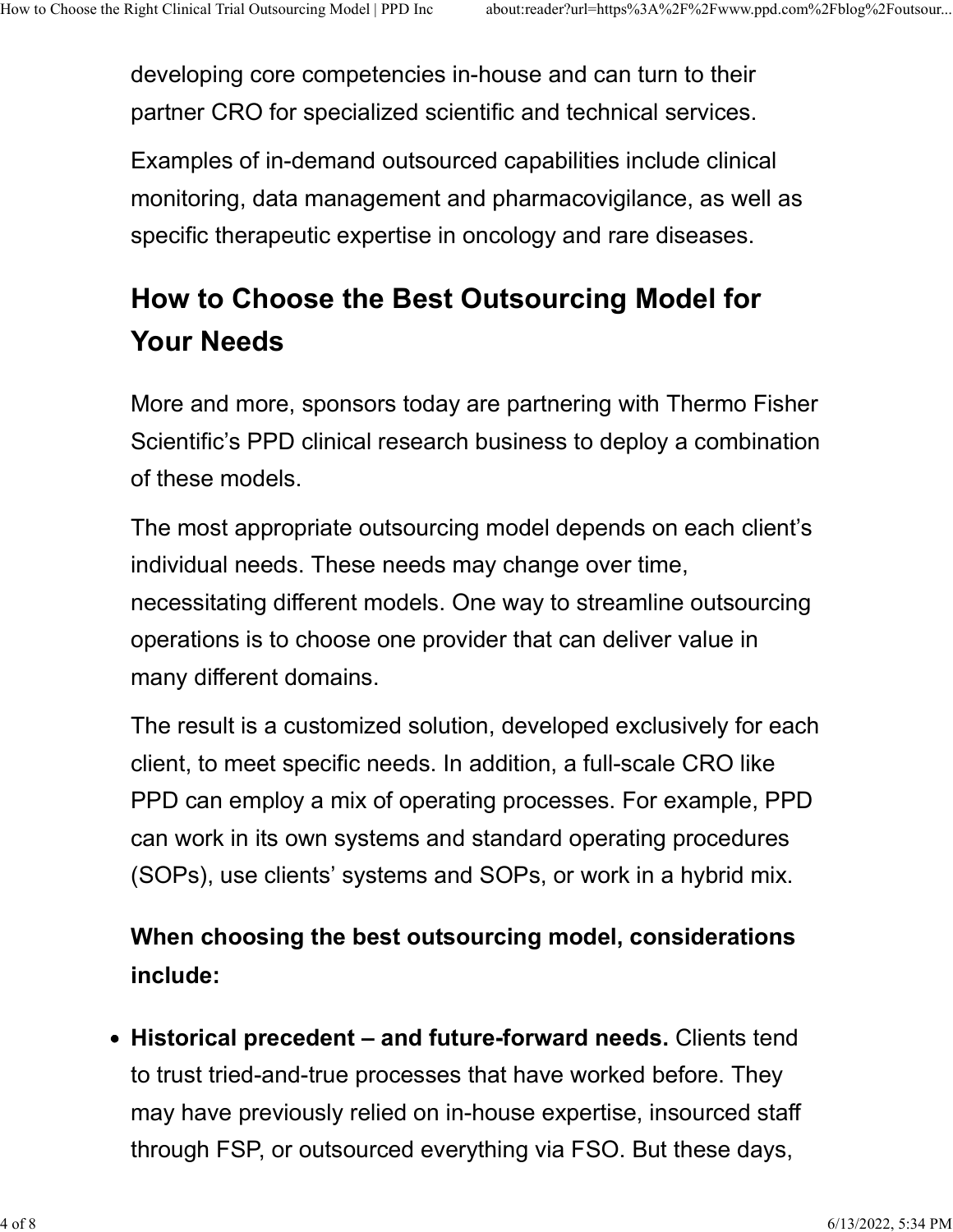developing core competencies in-house and can turn to their partner CRO for specialized scientific and technical services.

Examples of in-demand outsourced capabilities include clinical monitoring, data management and pharmacovigilance, as well as specific therapeutic expertise in oncology and rare diseases.

## How to Choose the Best Outsourcing Model for Your Needs

More and more, sponsors today are partnering with Thermo Fisher Scientific's PPD clinical research business to deploy a combination of these models.

The most appropriate outsourcing model depends on each client's individual needs. These needs may change over time, necessitating different models. One way to streamline outsourcing operations is to choose one provider that can deliver value in many different domains.

The result is a customized solution, developed exclusively for each client, to meet specific needs. In addition, a full-scale CRO like PPD can employ a mix of operating processes. For example, PPD can work in its own systems and standard operating procedures (SOPs), use clients' systems and SOPs, or work in a hybrid mix.

**When choosing the best outsourcing model, considerations include:**

- **Historical precedent – and future-forward needs.** Clients tend to trust tried-and-true processes that have worked before. They may have previously relied on in-house expertise, insourced staff through FSP, or outsourced everything via FSO. But these days,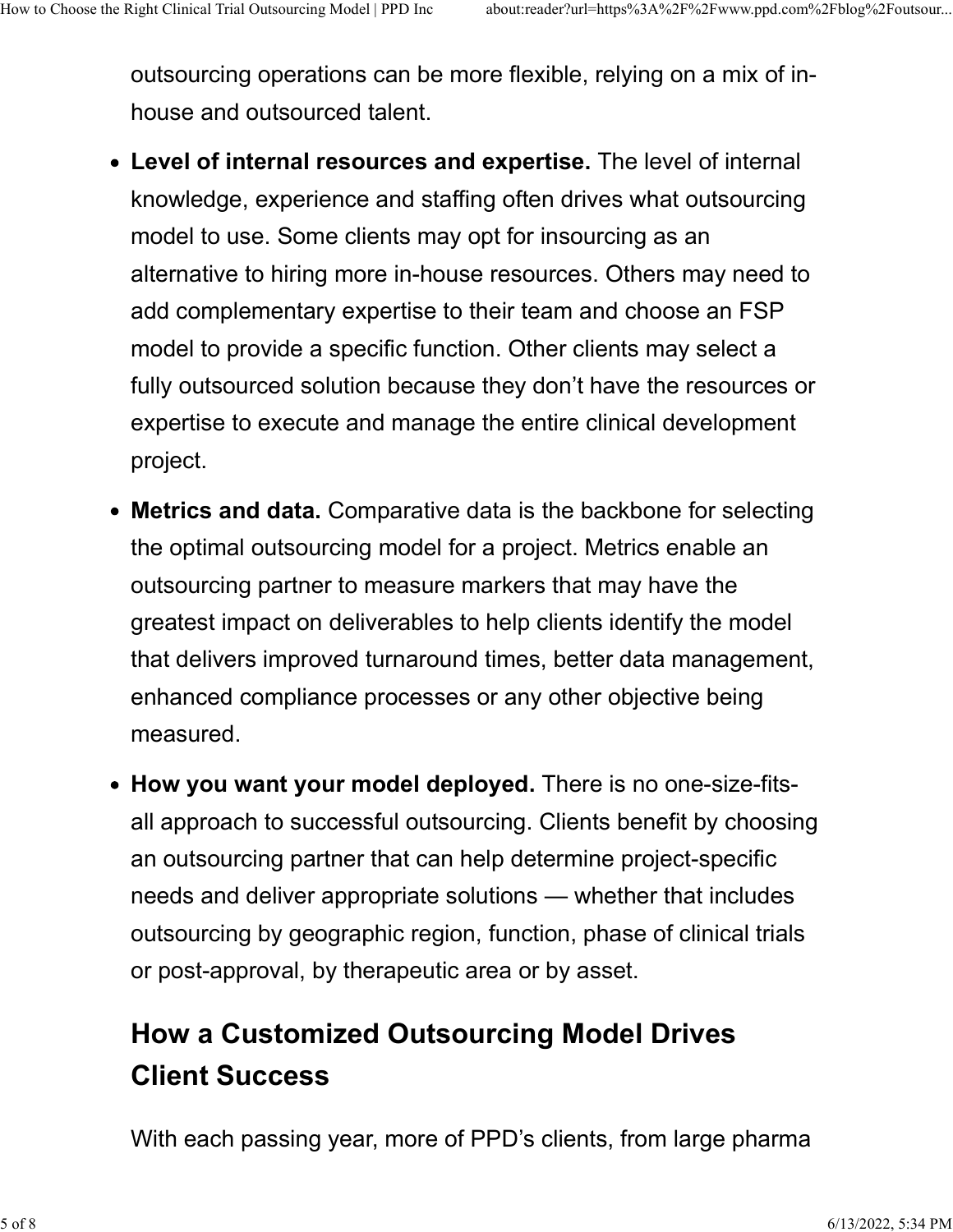outsourcing operations can be more flexible, relying on a mix of in-house and outsourced talent.

- **Level of internal resources and expertise.** The level of internal knowledge, experience and staffing often drives what outsourcing model to use. Some clients may opt for insourcing as an alternative to hiring more in-house resources. Others may need to add complementary expertise to their team and choose an FSP model to provide a specific function. Other clients may select a fully outsourced solution because they don't have the resources or expertise to execute and manage the entire clinical development project.
- **Metrics and data.** Comparative data is the backbone for selecting the optimal outsourcing model for a project. Metrics enable an outsourcing partner to measure markers that may have the greatest impact on deliverables to help clients identify the model that delivers improved turnaround times, better data management, enhanced compliance processes or any other objective being measured.
- **How you want your model deployed.** There is no one-size-fits-all approach to successful outsourcing. Clients benefit by choosing an outsourcing partner that can help determine project-specific needs and deliver appropriate solutions — whether that includes outsourcing by geographic region, function, phase of clinical trials or post-approval, by therapeutic area or by asset.

## How a Customized Outsourcing Model Drives Client Success

With each passing year, more of PPD's clients, from large pharma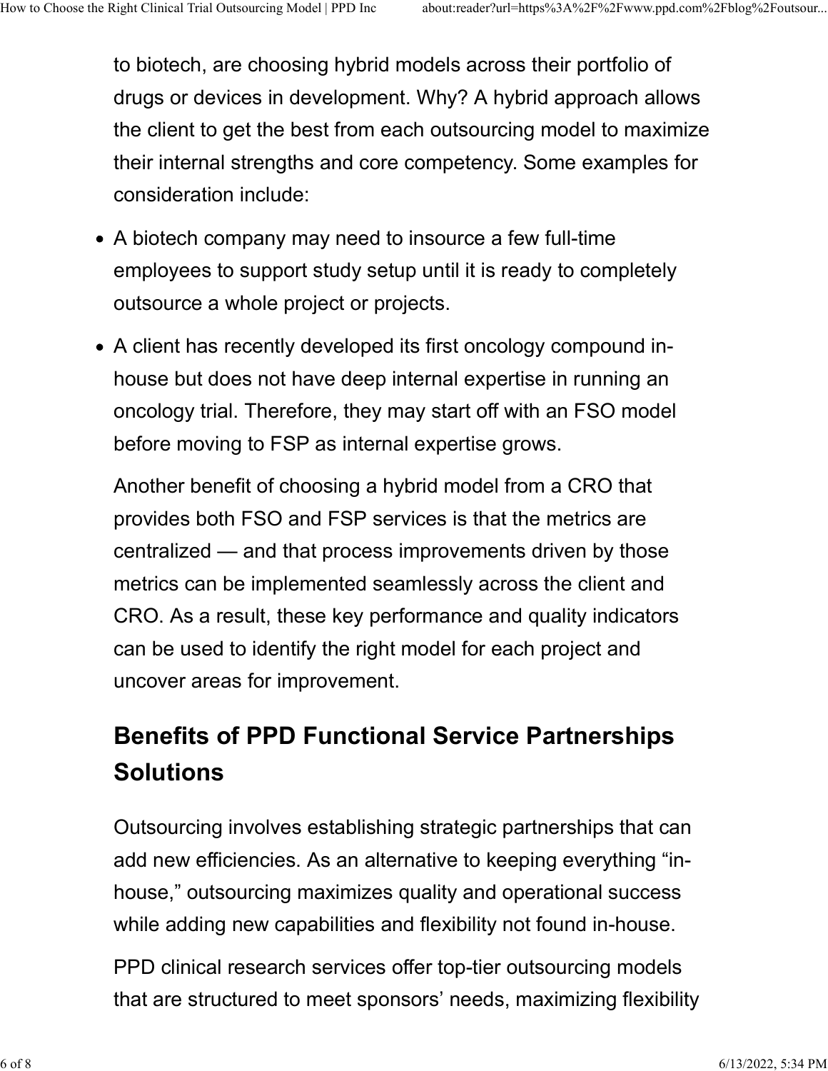to biotech, are choosing hybrid models across their portfolio of drugs or devices in development. Why? A hybrid approach allows the client to get the best from each outsourcing model to maximize their internal strengths and core competency. Some examples for consideration include:

- A biotech company may need to insource a few full-time employees to support study setup until it is ready to completely outsource a whole project or projects.
- A client has recently developed its first oncology compound in-house but does not have deep internal expertise in running an oncology trial. Therefore, they may start off with an FSO model before moving to FSP as internal expertise grows.

Another benefit of choosing a hybrid model from a CRO that provides both FSO and FSP services is that the metrics are centralized — and that process improvements driven by those metrics can be implemented seamlessly across the client and CRO. As a result, these key performance and quality indicators can be used to identify the right model for each project and uncover areas for improvement.

## Benefits of PPD Functional Service Partnerships Solutions

Outsourcing involves establishing strategic partnerships that can add new efficiencies. As an alternative to keeping everything "in-house," outsourcing maximizes quality and operational success while adding new capabilities and flexibility not found in-house.

PPD clinical research services offer top-tier outsourcing models that are structured to meet sponsors' needs, maximizing flexibility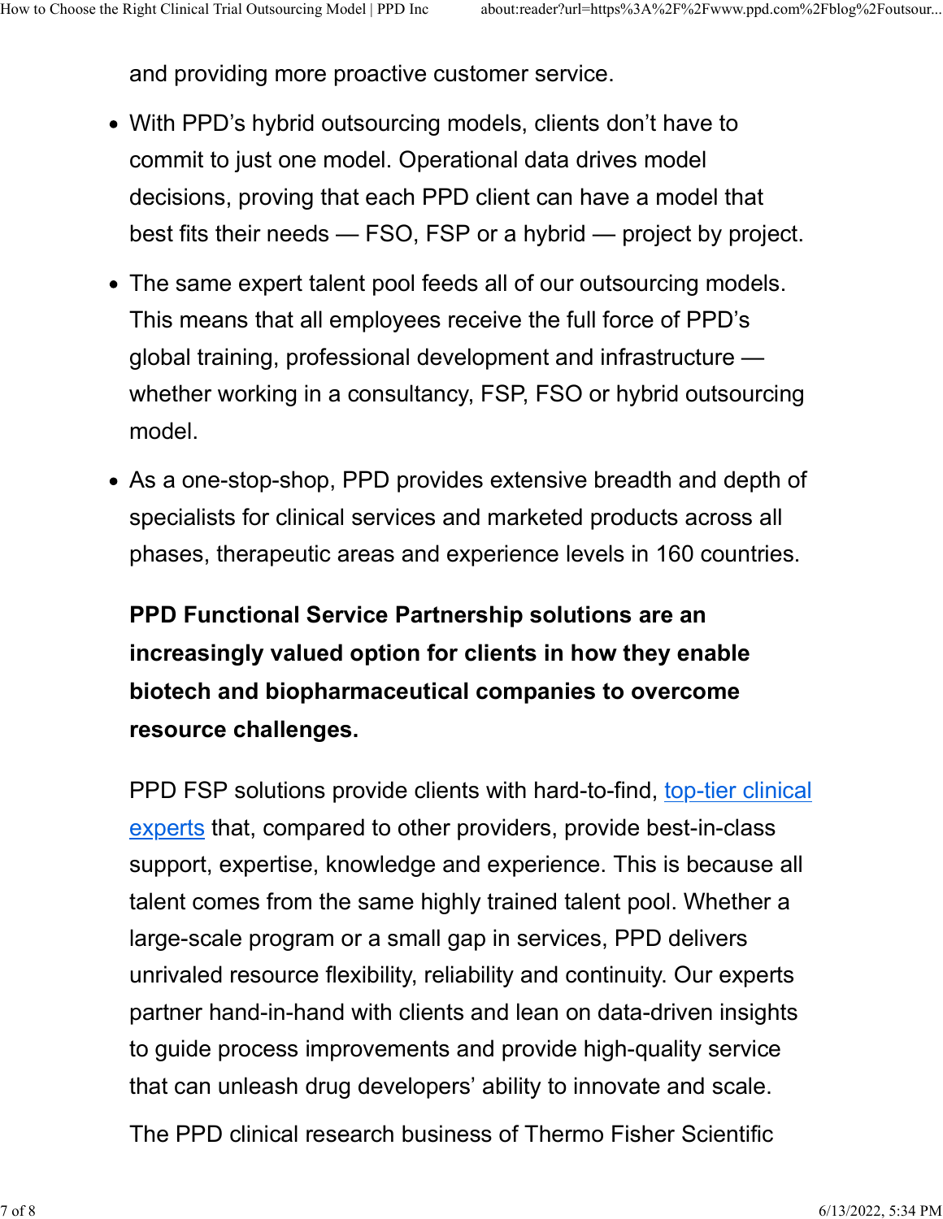and providing more proactive customer service.

- With PPD's hybrid outsourcing models, clients don't have to commit to just one model. Operational data drives model decisions, proving that each PPD client can have a model that best fits their needs — FSO, FSP or a hybrid — project by project.
- The same expert talent pool feeds all of our outsourcing models. This means that all employees receive the full force of PPD's global training, professional development and infrastructure — whether working in a consultancy, FSP, FSO or hybrid outsourcing model.
- As a one-stop-shop, PPD provides extensive breadth and depth of specialists for clinical services and marketed products across all phases, therapeutic areas and experience levels in 160 countries.

**PPD Functional Service Partnership solutions are an increasingly valued option for clients in how they enable biotech and biopharmaceutical companies to overcome resource challenges.**

PPD FSP solutions provide clients with hard-to-find, top-tier clinical experts that, compared to other providers, provide best-in-class support, expertise, knowledge and experience. This is because all talent comes from the same highly trained talent pool. Whether a large-scale program or a small gap in services, PPD delivers unrivaled resource flexibility, reliability and continuity. Our experts partner hand-in-hand with clients and lean on data-driven insights to guide process improvements and provide high-quality service that can unleash drug developers' ability to innovate and scale.

The PPD clinical research business of Thermo Fisher Scientific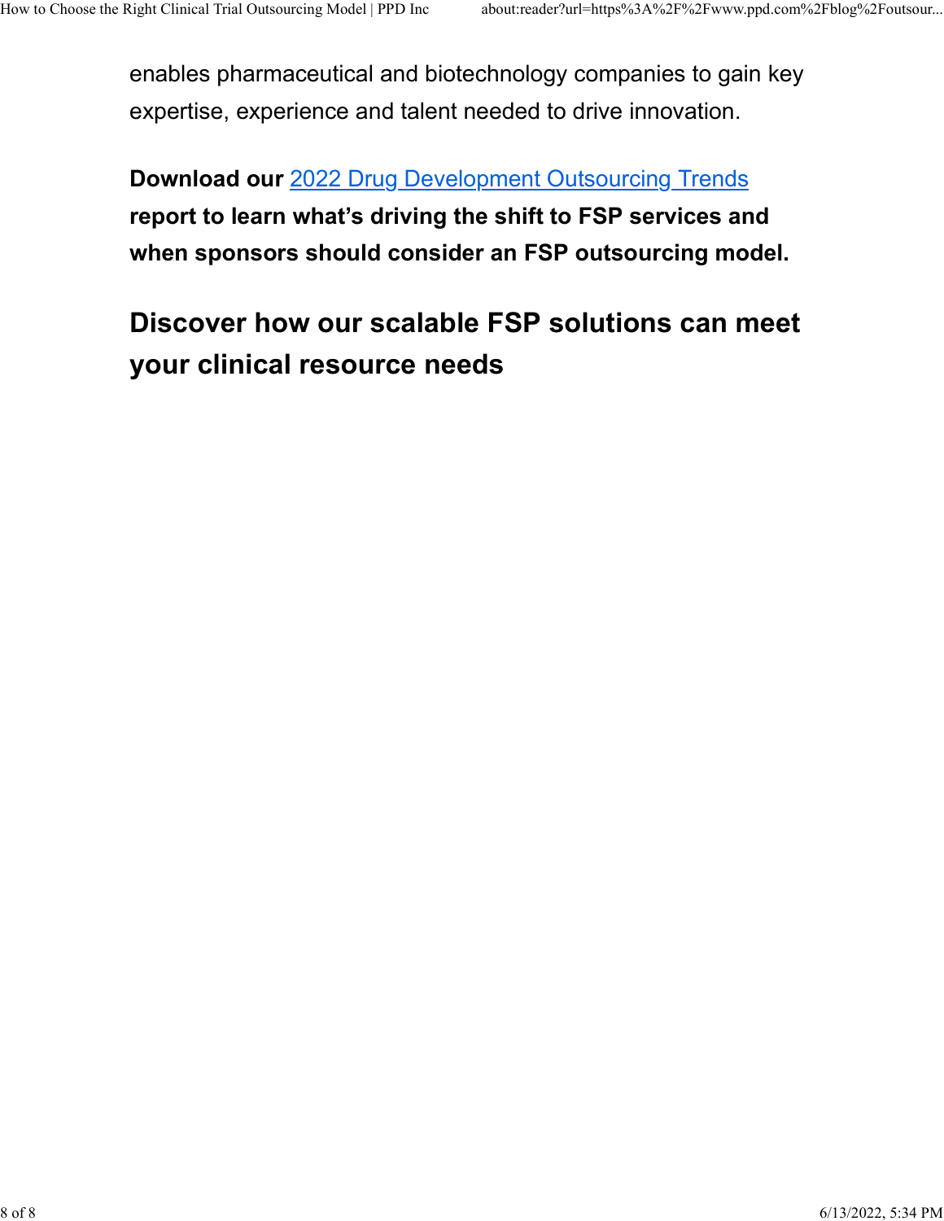enables pharmaceutical and biotechnology companies to gain key expertise, experience and talent needed to drive innovation.

**Download our** [2022 Drug Development Outsourcing Trends](#) **report to learn what's driving the shift to FSP services and when sponsors should consider an FSP outsourcing model.**

## Discover how our scalable FSP solutions can meet your clinical resource needs